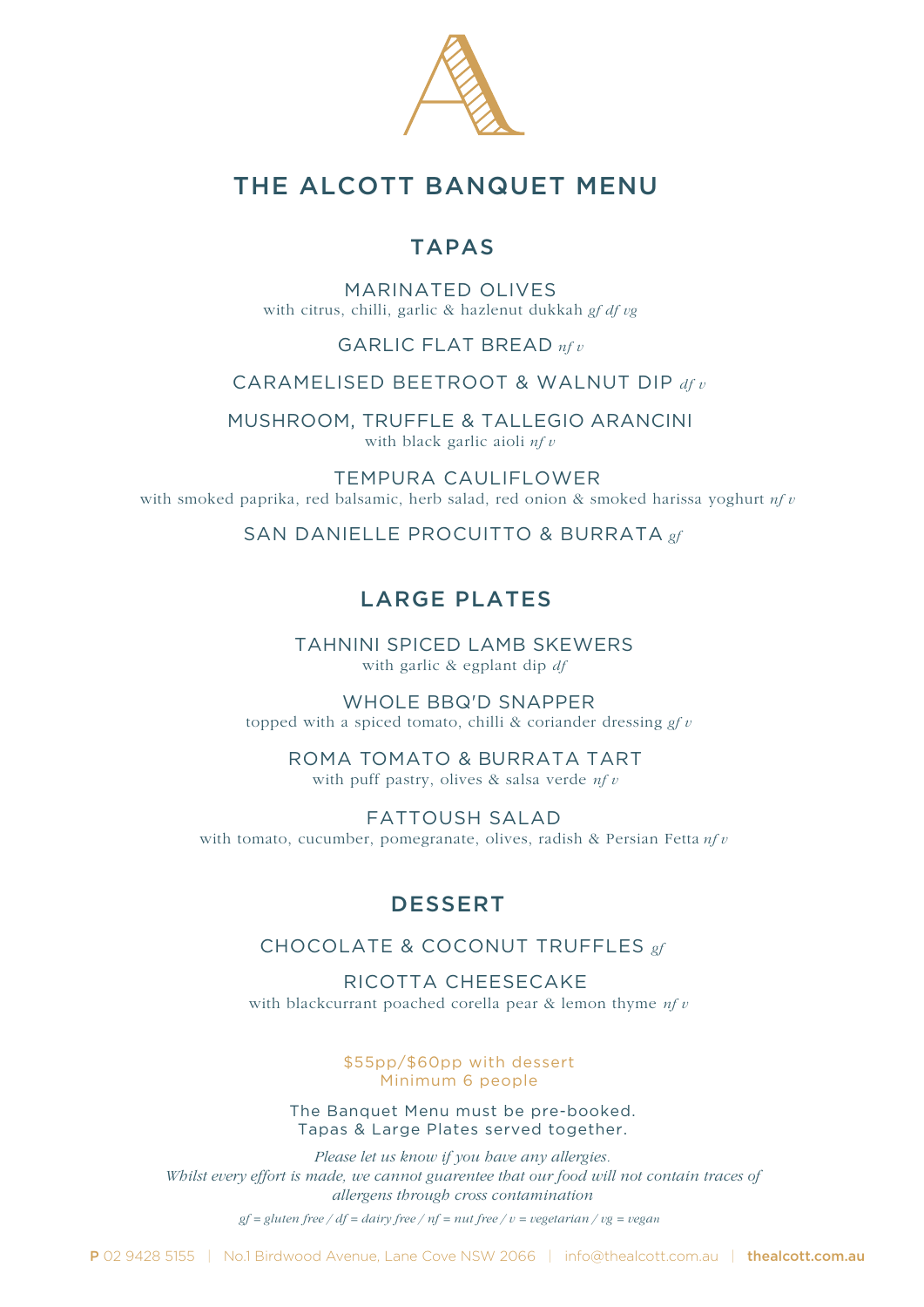# THE ALCOTT BANQUET MENU

## TAPAS

MARINATED OLIVES
with citrus, chilli, garlic & hazlenut dukkah *gf df vg*

GARLIC FLAT BREAD *nf v*

CARAMELISED BEETROOT & WALNUT DIP *df v*

MUSHROOM, TRUFFLE & TALLEGIO ARANCINI
with black garlic aioli *nf v*

TEMPURA CAULIFLOWER
with smoked paprika, red balsamic, herb salad, red onion & smoked harissa yoghurt *nf v*

SAN DANIELLE PROCUITTO & BURRATA *gf*

## LARGE PLATES

TAHNINI SPICED LAMB SKEWERS
with garlic & eggplant dip *df*

WHOLE BBQ'D SNAPPER
topped with a spiced tomato, chilli & coriander dressing *gf v*

ROMA TOMATO & BURRATA TART
with puff pastry, olives & salsa verde *nf v*

FATTOUSH SALAD
with tomato, cucumber, pomegranate, olives, radish & Persian Fetta *nf v*

## DESSERT

CHOCOLATE & COCONUT TRUFFLES *gf*

RICOTTA CHEESECAKE
with blackcurrant poached corella pear & lemon thyme *nf v*

$55pp/$60pp with dessert
Minimum 6 people

The Banquet Menu must be pre-booked.
Tapas & Large Plates served together.

*Please let us know if you have any allergies.*
*Whilst every effort is made, we cannot guarentee that our food will not contain traces of allergens through cross contamination*

*gf = gluten free / df = dairy free / nf = nut free / v = vegetarian / vg = vegan*

**P** 02 9428 5155 | No.1 Birdwood Avenue, Lane Cove NSW 2066 | info@thealcott.com.au | **thealcott.com.au**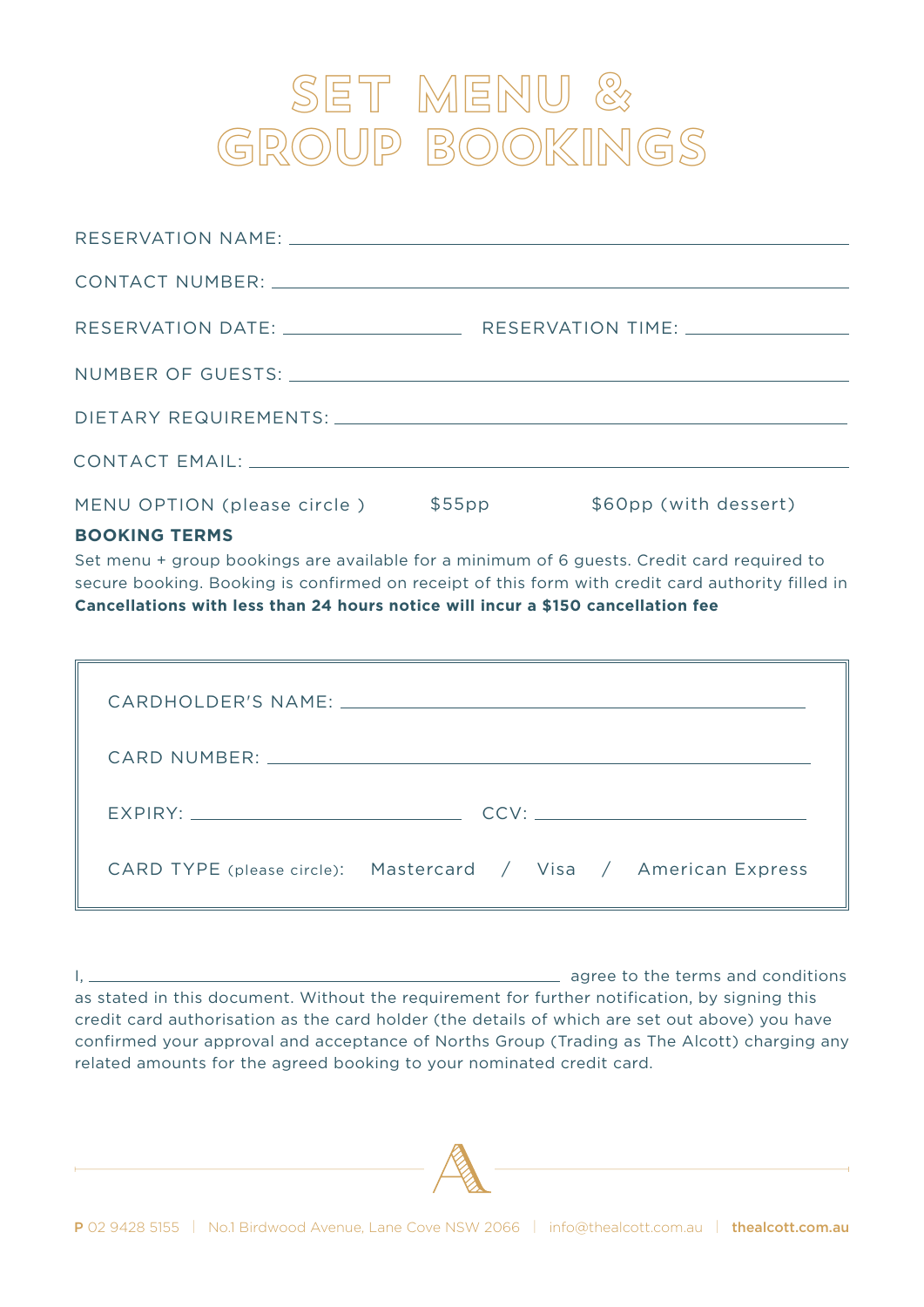# SET MENU & GROUP BOOKINGS

RESERVATION NAME: ______________________________

CONTACT NUMBER: ______________________________

RESERVATION DATE: ______________ RESERVATION TIME: ______________

NUMBER OF GUESTS: ______________________________

DIETARY REQUIREMENTS: ______________________________

CONTACT EMAIL: ______________________________

MENU OPTION (please circle ) $55pp $60pp (with dessert)

**BOOKING TERMS**

Set menu + group bookings are available for a minimum of 6 guests. Credit card required to secure booking. Booking is confirmed on receipt of this form with credit card authority filled in
**Cancellations with less than 24 hours notice will incur a $150 cancellation fee**

CARDHOLDER'S NAME: ______________________________

CARD NUMBER: ______________________________

EXPIRY: ______________ CCV: ______________

CARD TYPE (please circle): Mastercard / Visa / American Express

I, ______________________________ agree to the terms and conditions as stated in this document. Without the requirement for further notification, by signing this credit card authorisation as the card holder (the details of which are set out above) you have confirmed your approval and acceptance of Norths Group (Trading as The Alcott) charging any related amounts for the agreed booking to your nominated credit card.

**P** 02 9428 5155 | No.1 Birdwood Avenue, Lane Cove NSW 2066 | info@thealcott.com.au | **thealcott.com.au**